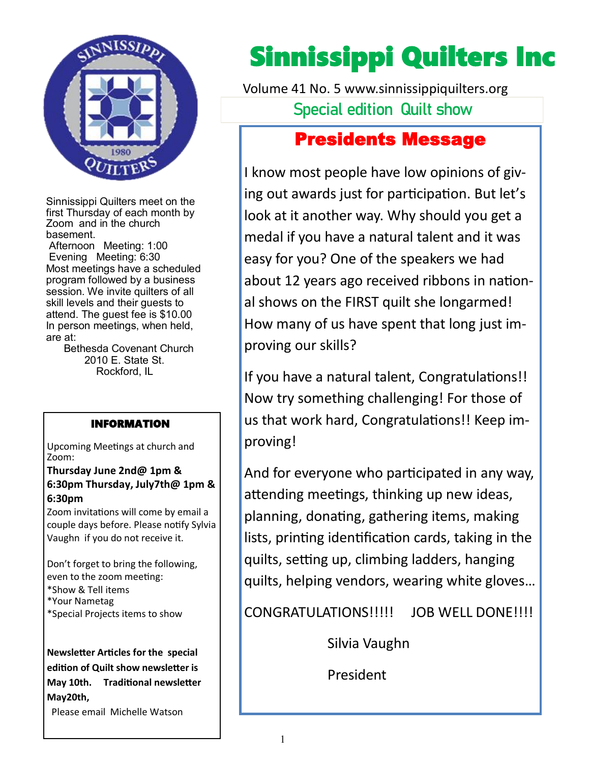# Sinnissippi Quilters Inc

Volume 41 No. 5 www.sinnissippiquilters.org

Special edition Quilt show

Sinnissippi Quilters meet on the first Thursday of each month by Zoom and in the church basement.

Afternoon Meeting: 1:00
Evening Meeting: 6:30

Most meetings have a scheduled program followed by a business session. We invite quilters of all skill levels and their guests to attend. The guest fee is $10.00

In person meetings, when held, are at:

Bethesda Covenant Church
2010 E. State St.
Rockford, IL

## INFORMATION

Upcoming Meetings at church and Zoom:

**Thursday June 2nd@ 1pm & 6:30pm Thursday, July7th@ 1pm & 6:30pm**

Zoom invitations will come by email a couple days before. Please notify Sylvia Vaughn if you do not receive it.

Don't forget to bring the following, even to the zoom meeting:
*Show & Tell items
*Your Nametag
*Special Projects items to show

**Newsletter Articles for the special edition of Quilt show newsletter is May 10th. Traditional newsletter May20th,**

Please email Michelle Watson

## Presidents Message

I know most people have low opinions of giving out awards just for participation. But let's look at it another way. Why should you get a medal if you have a natural talent and it was easy for you? One of the speakers we had about 12 years ago received ribbons in national shows on the FIRST quilt she longarmed! How many of us have spent that long just improving our skills?

If you have a natural talent, Congratulations!! Now try something challenging! For those of us that work hard, Congratulations!! Keep improving!

And for everyone who participated in any way, attending meetings, thinking up new ideas, planning, donating, gathering items, making lists, printing identification cards, taking in the quilts, setting up, climbing ladders, hanging quilts, helping vendors, wearing white gloves…

CONGRATULATIONS!!!!! JOB WELL DONE!!!!

Silvia Vaughn

President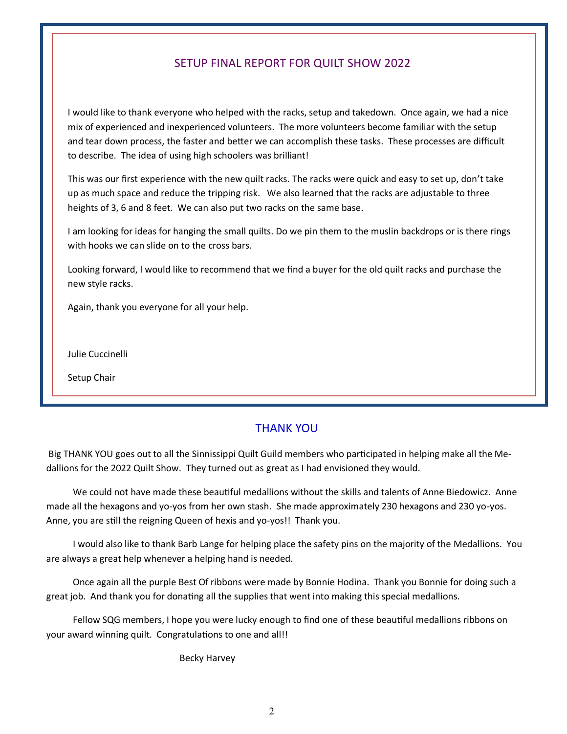## SETUP FINAL REPORT FOR QUILT SHOW 2022

I would like to thank everyone who helped with the racks, setup and takedown. Once again, we had a nice mix of experienced and inexperienced volunteers. The more volunteers become familiar with the setup and tear down process, the faster and better we can accomplish these tasks. These processes are difficult to describe. The idea of using high schoolers was brilliant!

This was our first experience with the new quilt racks. The racks were quick and easy to set up, don't take up as much space and reduce the tripping risk. We also learned that the racks are adjustable to three heights of 3, 6 and 8 feet. We can also put two racks on the same base.

I am looking for ideas for hanging the small quilts. Do we pin them to the muslin backdrops or is there rings with hooks we can slide on to the cross bars.

Looking forward, I would like to recommend that we find a buyer for the old quilt racks and purchase the new style racks.

Again, thank you everyone for all your help.

Julie Cuccinelli

Setup Chair

## THANK YOU

Big THANK YOU goes out to all the Sinnissippi Quilt Guild members who participated in helping make all the Medallions for the 2022 Quilt Show. They turned out as great as I had envisioned they would.

We could not have made these beautiful medallions without the skills and talents of Anne Biedowicz. Anne made all the hexagons and yo-yos from her own stash. She made approximately 230 hexagons and 230 yo-yos. Anne, you are still the reigning Queen of hexis and yo-yos!! Thank you.

I would also like to thank Barb Lange for helping place the safety pins on the majority of the Medallions. You are always a great help whenever a helping hand is needed.

Once again all the purple Best Of ribbons were made by Bonnie Hodina. Thank you Bonnie for doing such a great job. And thank you for donating all the supplies that went into making this special medallions.

Fellow SQG members, I hope you were lucky enough to find one of these beautiful medallions ribbons on your award winning quilt. Congratulations to one and all!!

Becky Harvey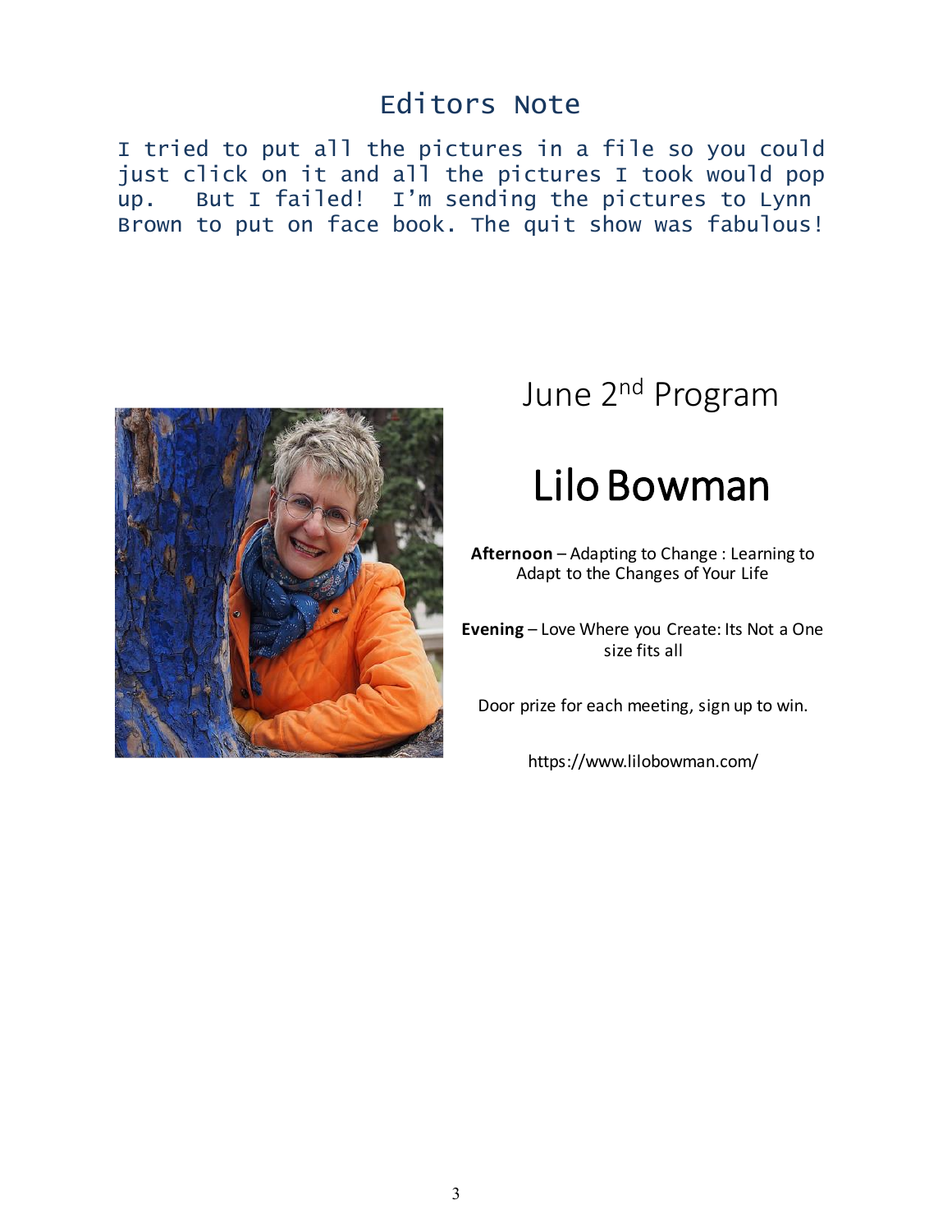## Editors Note

I tried to put all the pictures in a file so you could just click on it and all the pictures I took would pop up. But I failed! I'm sending the pictures to Lynn Brown to put on face book. The quit show was fabulous!

## June 2nd Program

# Lilo Bowman

**Afternoon** – Adapting to Change : Learning to Adapt to the Changes of Your Life

**Evening** – Love Where you Create: Its Not a One size fits all

Door prize for each meeting, sign up to win.

https://www.lilobowman.com/